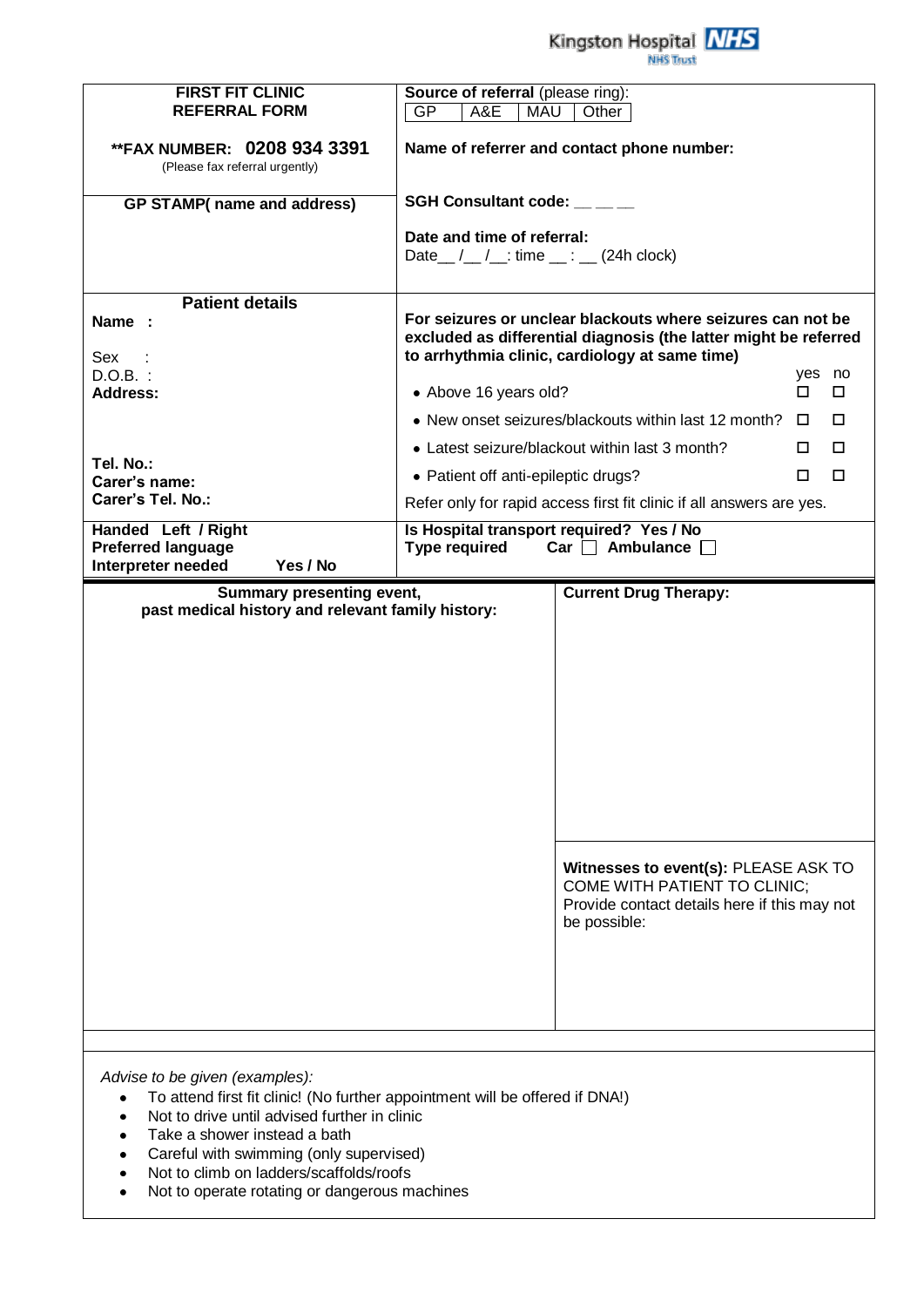Kingston Hospital NHS
NHS Trust

| **FIRST FIT CLINIC REFERRAL FORM**<br><br>**\*\*FAX NUMBER: 0208 934 3391**<br>(Please fax referral urgently) | **Source of referral** (please ring):<br>GP / A&E / MAU / Other<br><br>**Name of referrer and contact phone number:** |
|---|---|
| **GP STAMP( name and address)** | **SGH Consultant code:** __ __ __<br><br>**Date and time of referral:**<br>Date__ /__ /__: time __ : __ (24h clock) |

| **Patient details**<br>**Name :**<br>Sex :<br>D.O.B. :<br>**Address:**<br><br>**Tel. No.:**<br>**Carer's name:**<br>**Carer's Tel. No.:** | **For seizures or unclear blackouts where seizures can not be excluded as differential diagnosis (the latter might be referred to arrhythmia clinic, cardiology at same time)** |
|---|---|

| | yes | no |
|---|---|---|
| • Above 16 years old? | ☐ | ☐ |
| • New onset seizures/blackouts within last 12 month? | ☐ | ☐ |
| • Latest seizure/blackout within last 3 month? | ☐ | ☐ |
| • Patient off anti-epileptic drugs? | ☐ | ☐ |

Refer only for rapid access first fit clinic if all answers are yes.

| **Handed Left / Right**<br>**Preferred language**<br>**Interpreter needed Yes / No** | **Is Hospital transport required? Yes / No**<br>**Type required** Car ☐ Ambulance ☐ |
|---|---|

| **Summary presenting event, past medical history and relevant family history:** | **Current Drug Therapy:** |
|---|---|
| | **Witnesses to event(s):** PLEASE ASK TO COME WITH PATIENT TO CLINIC; Provide contact details here if this may not be possible: |

*Advise to be given (examples):*

- To attend first fit clinic! (No further appointment will be offered if DNA!)
- Not to drive until advised further in clinic
- Take a shower instead a bath
- Careful with swimming (only supervised)
- Not to climb on ladders/scaffolds/roofs
- Not to operate rotating or dangerous machines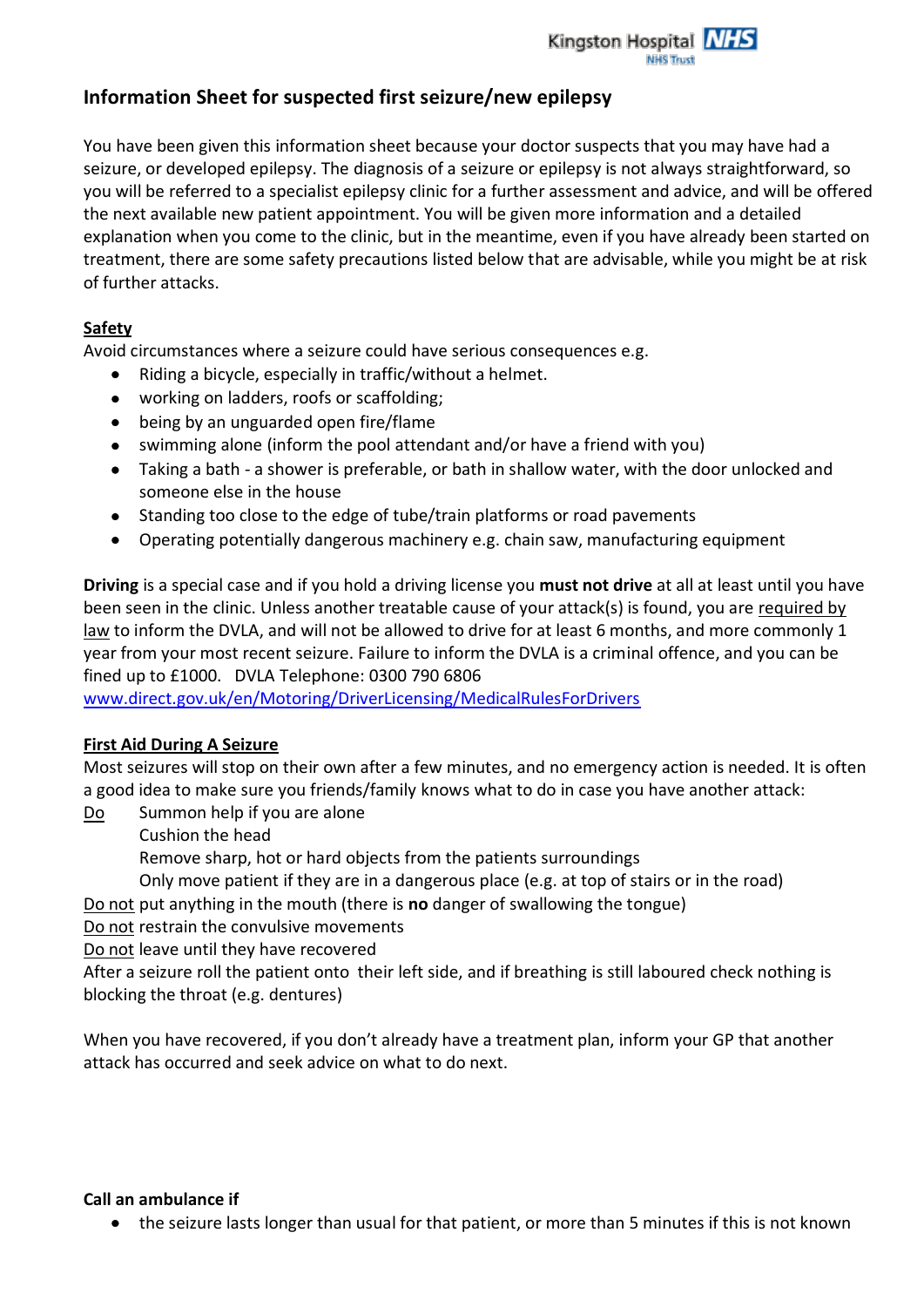## Information Sheet for suspected first seizure/new epilepsy

You have been given this information sheet because your doctor suspects that you may have had a seizure, or developed epilepsy. The diagnosis of a seizure or epilepsy is not always straightforward, so you will be referred to a specialist epilepsy clinic for a further assessment and advice, and will be offered the next available new patient appointment. You will be given more information and a detailed explanation when you come to the clinic, but in the meantime, even if you have already been started on treatment, there are some safety precautions listed below that are advisable, while you might be at risk of further attacks.

### Safety

Avoid circumstances where a seizure could have serious consequences e.g.

- Riding a bicycle, especially in traffic/without a helmet.
- working on ladders, roofs or scaffolding;
- being by an unguarded open fire/flame
- swimming alone (inform the pool attendant and/or have a friend with you)
- Taking a bath - a shower is preferable, or bath in shallow water, with the door unlocked and someone else in the house
- Standing too close to the edge of tube/train platforms or road pavements
- Operating potentially dangerous machinery e.g. chain saw, manufacturing equipment

**Driving** is a special case and if you hold a driving license you **must not drive** at all at least until you have been seen in the clinic. Unless another treatable cause of your attack(s) is found, you are required by law to inform the DVLA, and will not be allowed to drive for at least 6 months, and more commonly 1 year from your most recent seizure. Failure to inform the DVLA is a criminal offence, and you can be fined up to £1000. DVLA Telephone: 0300 790 6806
www.direct.gov.uk/en/Motoring/DriverLicensing/MedicalRulesForDrivers

### First Aid During A Seizure

Most seizures will stop on their own after a few minutes, and no emergency action is needed. It is often a good idea to make sure you friends/family knows what to do in case you have another attack:

Do
- Summon help if you are alone
- Cushion the head
- Remove sharp, hot or hard objects from the patients surroundings
- Only move patient if they are in a dangerous place (e.g. at top of stairs or in the road)

Do not put anything in the mouth (there is **no** danger of swallowing the tongue)
Do not restrain the convulsive movements
Do not leave until they have recovered
After a seizure roll the patient onto their left side, and if breathing is still laboured check nothing is blocking the throat (e.g. dentures)

When you have recovered, if you don't already have a treatment plan, inform your GP that another attack has occurred and seek advice on what to do next.

**Call an ambulance if**

- the seizure lasts longer than usual for that patient, or more than 5 minutes if this is not known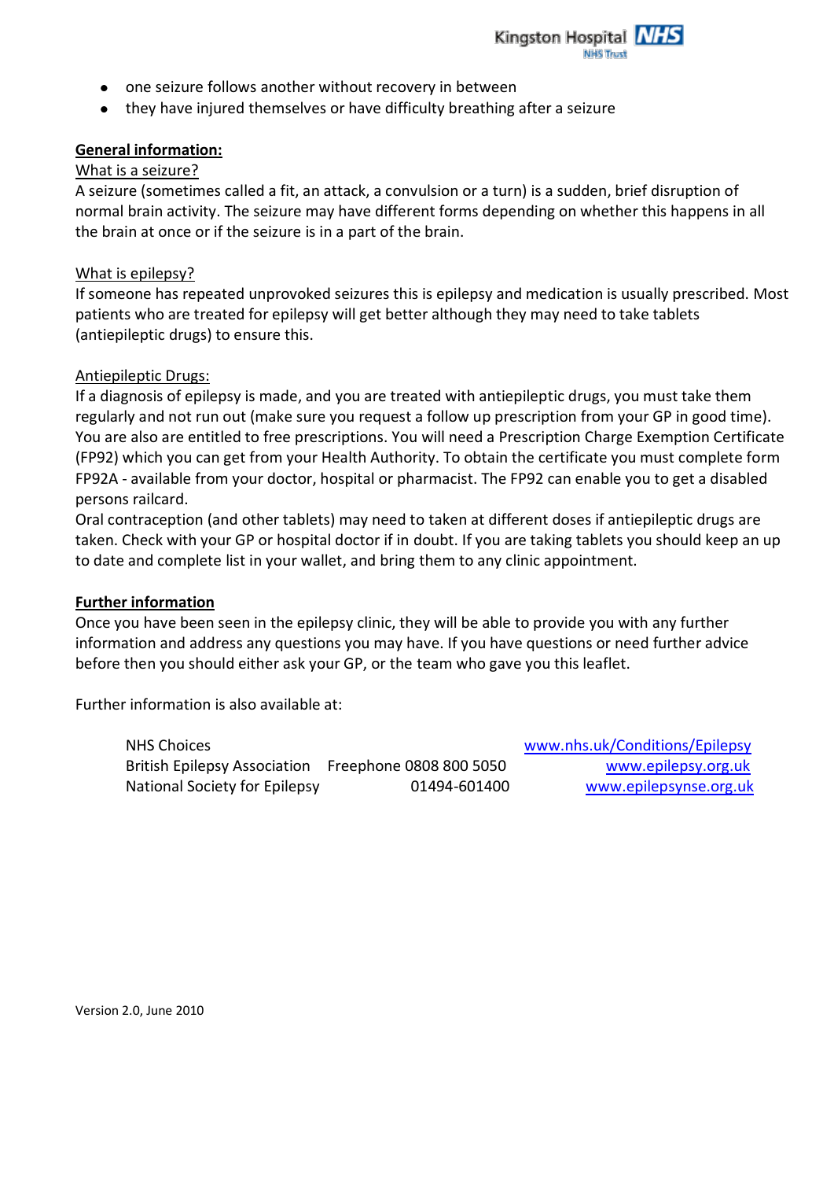- one seizure follows another without recovery in between
- they have injured themselves or have difficulty breathing after a seizure

**General information:**

What is a seizure?

A seizure (sometimes called a fit, an attack, a convulsion or a turn) is a sudden, brief disruption of normal brain activity. The seizure may have different forms depending on whether this happens in all the brain at once or if the seizure is in a part of the brain.

What is epilepsy?

If someone has repeated unprovoked seizures this is epilepsy and medication is usually prescribed. Most patients who are treated for epilepsy will get better although they may need to take tablets (antiepileptic drugs) to ensure this.

Antiepileptic Drugs:

If a diagnosis of epilepsy is made, and you are treated with antiepileptic drugs, you must take them regularly and not run out (make sure you request a follow up prescription from your GP in good time). You are also are entitled to free prescriptions. You will need a Prescription Charge Exemption Certificate (FP92) which you can get from your Health Authority. To obtain the certificate you must complete form FP92A - available from your doctor, hospital or pharmacist. The FP92 can enable you to get a disabled persons railcard.

Oral contraception (and other tablets) may need to taken at different doses if antiepileptic drugs are taken. Check with your GP or hospital doctor if in doubt. If you are taking tablets you should keep an up to date and complete list in your wallet, and bring them to any clinic appointment.

**Further information**

Once you have been seen in the epilepsy clinic, they will be able to provide you with any further information and address any questions you may have. If you have questions or need further advice before then you should either ask your GP, or the team who gave you this leaflet.

Further information is also available at:

| | | |
|---|---|---|
| NHS Choices | | www.nhs.uk/Conditions/Epilepsy |
| British Epilepsy Association | Freephone 0808 800 5050 | www.epilepsy.org.uk |
| National Society for Epilepsy | 01494-601400 | www.epilepsynse.org.uk |

Version 2.0, June 2010